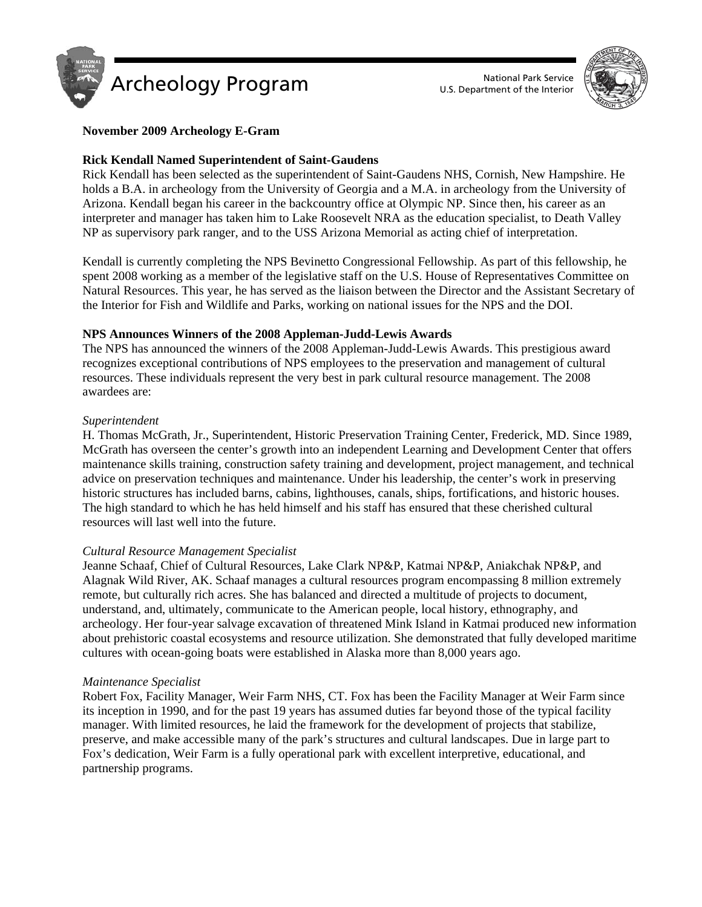Archeology Program

National Park Service
U.S. Department of the Interior

**November 2009 Archeology E-Gram**

**Rick Kendall Named Superintendent of Saint-Gaudens**

Rick Kendall has been selected as the superintendent of Saint-Gaudens NHS, Cornish, New Hampshire. He holds a B.A. in archeology from the University of Georgia and a M.A. in archeology from the University of Arizona. Kendall began his career in the backcountry office at Olympic NP. Since then, his career as an interpreter and manager has taken him to Lake Roosevelt NRA as the education specialist, to Death Valley NP as supervisory park ranger, and to the USS Arizona Memorial as acting chief of interpretation.

Kendall is currently completing the NPS Bevinetto Congressional Fellowship. As part of this fellowship, he spent 2008 working as a member of the legislative staff on the U.S. House of Representatives Committee on Natural Resources. This year, he has served as the liaison between the Director and the Assistant Secretary of the Interior for Fish and Wildlife and Parks, working on national issues for the NPS and the DOI.

**NPS Announces Winners of the 2008 Appleman-Judd-Lewis Awards**

The NPS has announced the winners of the 2008 Appleman-Judd-Lewis Awards. This prestigious award recognizes exceptional contributions of NPS employees to the preservation and management of cultural resources. These individuals represent the very best in park cultural resource management. The 2008 awardees are:

*Superintendent*

H. Thomas McGrath, Jr., Superintendent, Historic Preservation Training Center, Frederick, MD. Since 1989, McGrath has overseen the center's growth into an independent Learning and Development Center that offers maintenance skills training, construction safety training and development, project management, and technical advice on preservation techniques and maintenance. Under his leadership, the center's work in preserving historic structures has included barns, cabins, lighthouses, canals, ships, fortifications, and historic houses. The high standard to which he has held himself and his staff has ensured that these cherished cultural resources will last well into the future.

*Cultural Resource Management Specialist*

Jeanne Schaaf, Chief of Cultural Resources, Lake Clark NP&P, Katmai NP&P, Aniakchak NP&P, and Alagnak Wild River, AK. Schaaf manages a cultural resources program encompassing 8 million extremely remote, but culturally rich acres. She has balanced and directed a multitude of projects to document, understand, and, ultimately, communicate to the American people, local history, ethnography, and archeology. Her four-year salvage excavation of threatened Mink Island in Katmai produced new information about prehistoric coastal ecosystems and resource utilization. She demonstrated that fully developed maritime cultures with ocean-going boats were established in Alaska more than 8,000 years ago.

*Maintenance Specialist*

Robert Fox, Facility Manager, Weir Farm NHS, CT. Fox has been the Facility Manager at Weir Farm since its inception in 1990, and for the past 19 years has assumed duties far beyond those of the typical facility manager. With limited resources, he laid the framework for the development of projects that stabilize, preserve, and make accessible many of the park's structures and cultural landscapes. Due in large part to Fox's dedication, Weir Farm is a fully operational park with excellent interpretive, educational, and partnership programs.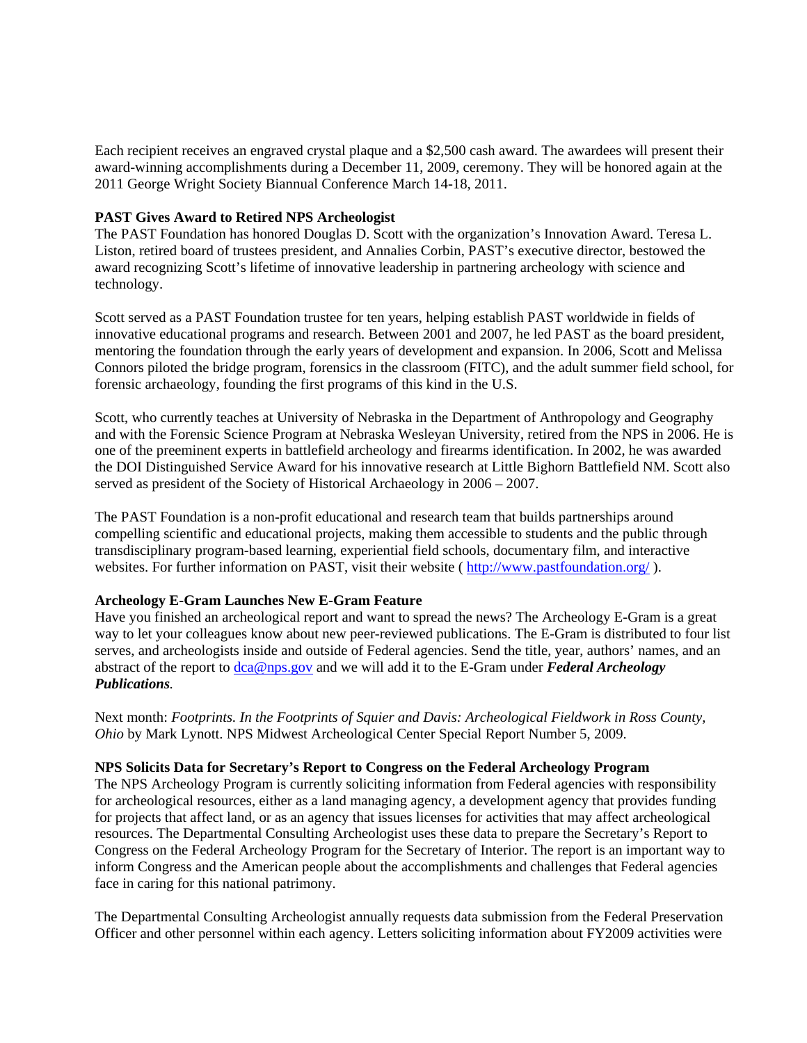Each recipient receives an engraved crystal plaque and a $2,500 cash award. The awardees will present their award-winning accomplishments during a December 11, 2009, ceremony. They will be honored again at the 2011 George Wright Society Biannual Conference March 14-18, 2011.

**PAST Gives Award to Retired NPS Archeologist**

The PAST Foundation has honored Douglas D. Scott with the organization's Innovation Award. Teresa L. Liston, retired board of trustees president, and Annalies Corbin, PAST's executive director, bestowed the award recognizing Scott's lifetime of innovative leadership in partnering archeology with science and technology.

Scott served as a PAST Foundation trustee for ten years, helping establish PAST worldwide in fields of innovative educational programs and research. Between 2001 and 2007, he led PAST as the board president, mentoring the foundation through the early years of development and expansion. In 2006, Scott and Melissa Connors piloted the bridge program, forensics in the classroom (FITC), and the adult summer field school, for forensic archaeology, founding the first programs of this kind in the U.S.

Scott, who currently teaches at University of Nebraska in the Department of Anthropology and Geography and with the Forensic Science Program at Nebraska Wesleyan University, retired from the NPS in 2006. He is one of the preeminent experts in battlefield archeology and firearms identification. In 2002, he was awarded the DOI Distinguished Service Award for his innovative research at Little Bighorn Battlefield NM. Scott also served as president of the Society of Historical Archaeology in 2006 – 2007.

The PAST Foundation is a non-profit educational and research team that builds partnerships around compelling scientific and educational projects, making them accessible to students and the public through transdisciplinary program-based learning, experiential field schools, documentary film, and interactive websites. For further information on PAST, visit their website ( http://www.pastfoundation.org/ ).

**Archeology E-Gram Launches New E-Gram Feature**

Have you finished an archeological report and want to spread the news? The Archeology E-Gram is a great way to let your colleagues know about new peer-reviewed publications. The E-Gram is distributed to four list serves, and archeologists inside and outside of Federal agencies. Send the title, year, authors' names, and an abstract of the report to dca@nps.gov and we will add it to the E-Gram under ***Federal Archeology Publications***.

Next month: *Footprints. In the Footprints of Squier and Davis: Archeological Fieldwork in Ross County, Ohio* by Mark Lynott. NPS Midwest Archeological Center Special Report Number 5, 2009.

**NPS Solicits Data for Secretary's Report to Congress on the Federal Archeology Program**

The NPS Archeology Program is currently soliciting information from Federal agencies with responsibility for archeological resources, either as a land managing agency, a development agency that provides funding for projects that affect land, or as an agency that issues licenses for activities that may affect archeological resources. The Departmental Consulting Archeologist uses these data to prepare the Secretary's Report to Congress on the Federal Archeology Program for the Secretary of Interior. The report is an important way to inform Congress and the American people about the accomplishments and challenges that Federal agencies face in caring for this national patrimony.

The Departmental Consulting Archeologist annually requests data submission from the Federal Preservation Officer and other personnel within each agency. Letters soliciting information about FY2009 activities were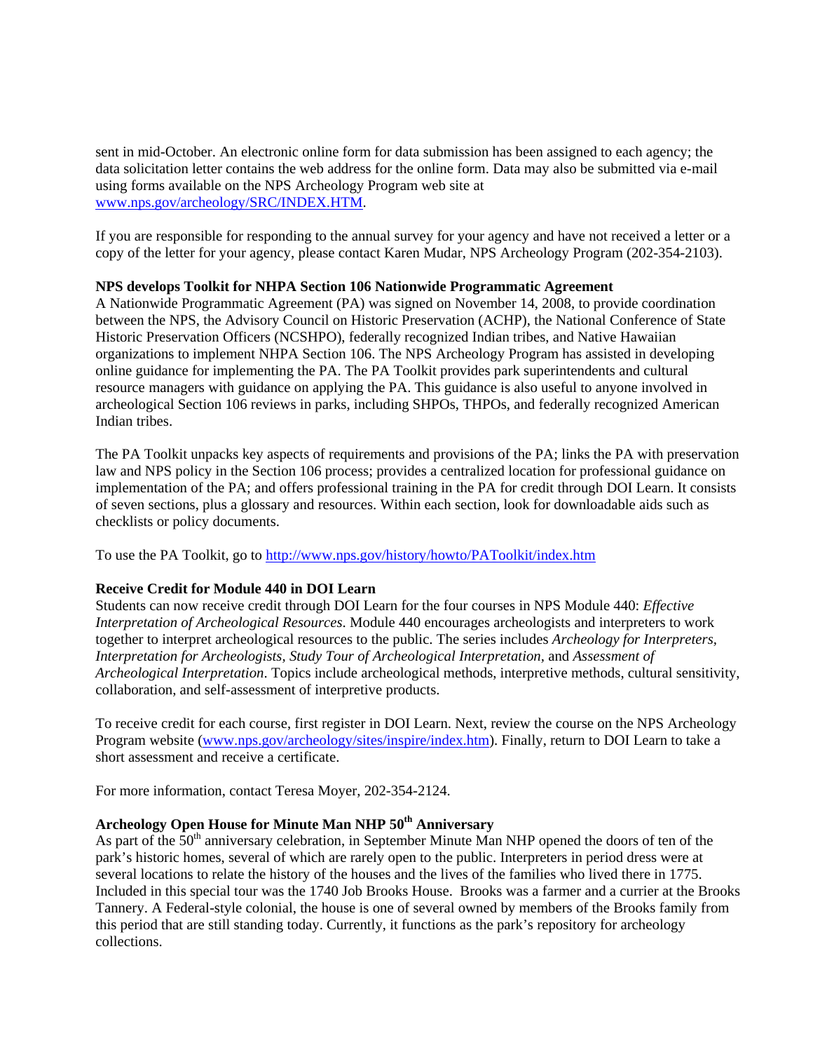sent in mid-October. An electronic online form for data submission has been assigned to each agency; the data solicitation letter contains the web address for the online form. Data may also be submitted via e-mail using forms available on the NPS Archeology Program web site at www.nps.gov/archeology/SRC/INDEX.HTM.

If you are responsible for responding to the annual survey for your agency and have not received a letter or a copy of the letter for your agency, please contact Karen Mudar, NPS Archeology Program (202-354-2103).

**NPS develops Toolkit for NHPA Section 106 Nationwide Programmatic Agreement**

A Nationwide Programmatic Agreement (PA) was signed on November 14, 2008, to provide coordination between the NPS, the Advisory Council on Historic Preservation (ACHP), the National Conference of State Historic Preservation Officers (NCSHPO), federally recognized Indian tribes, and Native Hawaiian organizations to implement NHPA Section 106. The NPS Archeology Program has assisted in developing online guidance for implementing the PA. The PA Toolkit provides park superintendents and cultural resource managers with guidance on applying the PA. This guidance is also useful to anyone involved in archeological Section 106 reviews in parks, including SHPOs, THPOs, and federally recognized American Indian tribes.

The PA Toolkit unpacks key aspects of requirements and provisions of the PA; links the PA with preservation law and NPS policy in the Section 106 process; provides a centralized location for professional guidance on implementation of the PA; and offers professional training in the PA for credit through DOI Learn. It consists of seven sections, plus a glossary and resources. Within each section, look for downloadable aids such as checklists or policy documents.

To use the PA Toolkit, go to http://www.nps.gov/history/howto/PAToolkit/index.htm

**Receive Credit for Module 440 in DOI Learn**

Students can now receive credit through DOI Learn for the four courses in NPS Module 440: *Effective Interpretation of Archeological Resources*. Module 440 encourages archeologists and interpreters to work together to interpret archeological resources to the public. The series includes *Archeology for Interpreters, Interpretation for Archeologists, Study Tour of Archeological Interpretation,* and *Assessment of Archeological Interpretation*. Topics include archeological methods, interpretive methods, cultural sensitivity, collaboration, and self-assessment of interpretive products.

To receive credit for each course, first register in DOI Learn. Next, review the course on the NPS Archeology Program website (www.nps.gov/archeology/sites/inspire/index.htm). Finally, return to DOI Learn to take a short assessment and receive a certificate.

For more information, contact Teresa Moyer, 202-354-2124.

**Archeology Open House for Minute Man NHP 50th Anniversary**

As part of the 50th anniversary celebration, in September Minute Man NHP opened the doors of ten of the park's historic homes, several of which are rarely open to the public. Interpreters in period dress were at several locations to relate the history of the houses and the lives of the families who lived there in 1775. Included in this special tour was the 1740 Job Brooks House. Brooks was a farmer and a currier at the Brooks Tannery. A Federal-style colonial, the house is one of several owned by members of the Brooks family from this period that are still standing today. Currently, it functions as the park's repository for archeology collections.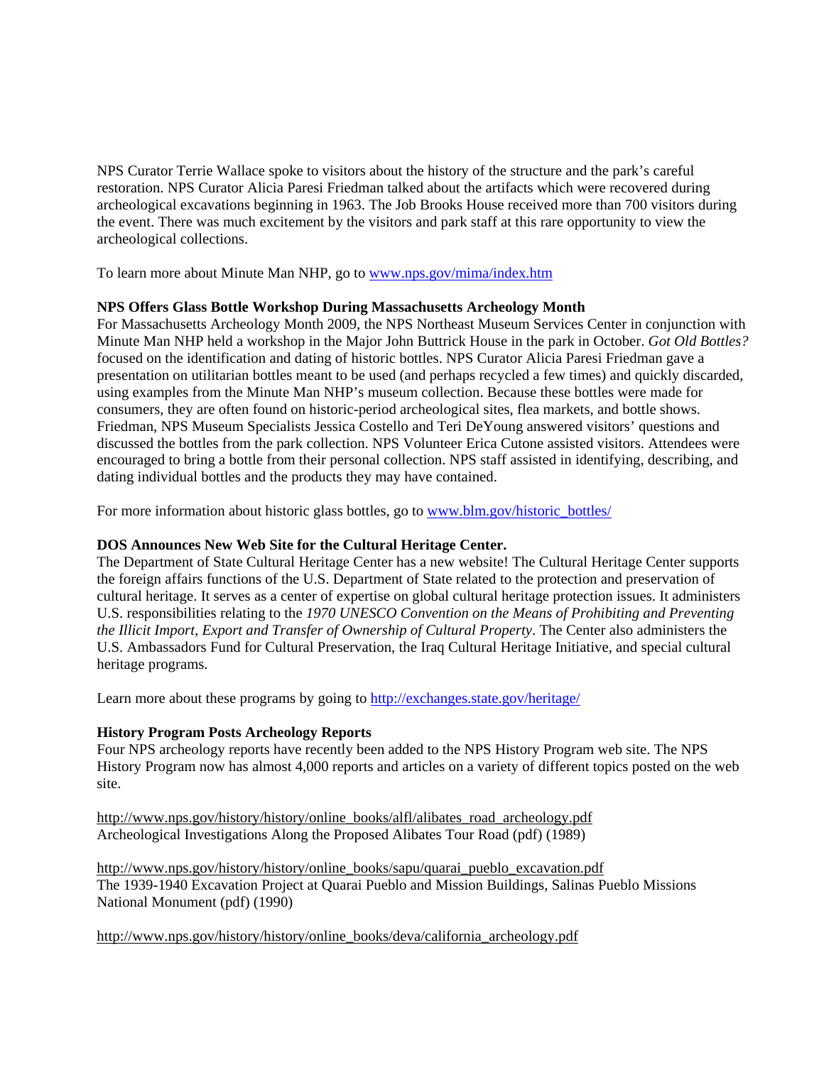NPS Curator Terrie Wallace spoke to visitors about the history of the structure and the park's careful restoration. NPS Curator Alicia Paresi Friedman talked about the artifacts which were recovered during archeological excavations beginning in 1963. The Job Brooks House received more than 700 visitors during the event. There was much excitement by the visitors and park staff at this rare opportunity to view the archeological collections.

To learn more about Minute Man NHP, go to [www.nps.gov/mima/index.htm](www.nps.gov/mima/index.htm)

**NPS Offers Glass Bottle Workshop During Massachusetts Archeology Month**

For Massachusetts Archeology Month 2009, the NPS Northeast Museum Services Center in conjunction with Minute Man NHP held a workshop in the Major John Buttrick House in the park in October. *Got Old Bottles?* focused on the identification and dating of historic bottles. NPS Curator Alicia Paresi Friedman gave a presentation on utilitarian bottles meant to be used (and perhaps recycled a few times) and quickly discarded, using examples from the Minute Man NHP's museum collection. Because these bottles were made for consumers, they are often found on historic-period archeological sites, flea markets, and bottle shows. Friedman, NPS Museum Specialists Jessica Costello and Teri DeYoung answered visitors' questions and discussed the bottles from the park collection. NPS Volunteer Erica Cutone assisted visitors. Attendees were encouraged to bring a bottle from their personal collection. NPS staff assisted in identifying, describing, and dating individual bottles and the products they may have contained.

For more information about historic glass bottles, go to [www.blm.gov/historic_bottles/](www.blm.gov/historic_bottles/)

**DOS Announces New Web Site for the Cultural Heritage Center.**

The Department of State Cultural Heritage Center has a new website! The Cultural Heritage Center supports the foreign affairs functions of the U.S. Department of State related to the protection and preservation of cultural heritage. It serves as a center of expertise on global cultural heritage protection issues. It administers U.S. responsibilities relating to the *1970 UNESCO Convention on the Means of Prohibiting and Preventing the Illicit Import, Export and Transfer of Ownership of Cultural Property*. The Center also administers the U.S. Ambassadors Fund for Cultural Preservation, the Iraq Cultural Heritage Initiative, and special cultural heritage programs.

Learn more about these programs by going to <http://exchanges.state.gov/heritage/>

**History Program Posts Archeology Reports**

Four NPS archeology reports have recently been added to the NPS History Program web site. The NPS History Program now has almost 4,000 reports and articles on a variety of different topics posted on the web site.

<http://www.nps.gov/history/history/online_books/alfl/alibates_road_archeology.pdf>
Archeological Investigations Along the Proposed Alibates Tour Road (pdf) (1989)

<http://www.nps.gov/history/history/online_books/sapu/quarai_pueblo_excavation.pdf>
The 1939-1940 Excavation Project at Quarai Pueblo and Mission Buildings, Salinas Pueblo Missions National Monument (pdf) (1990)

<http://www.nps.gov/history/history/online_books/deva/california_archeology.pdf>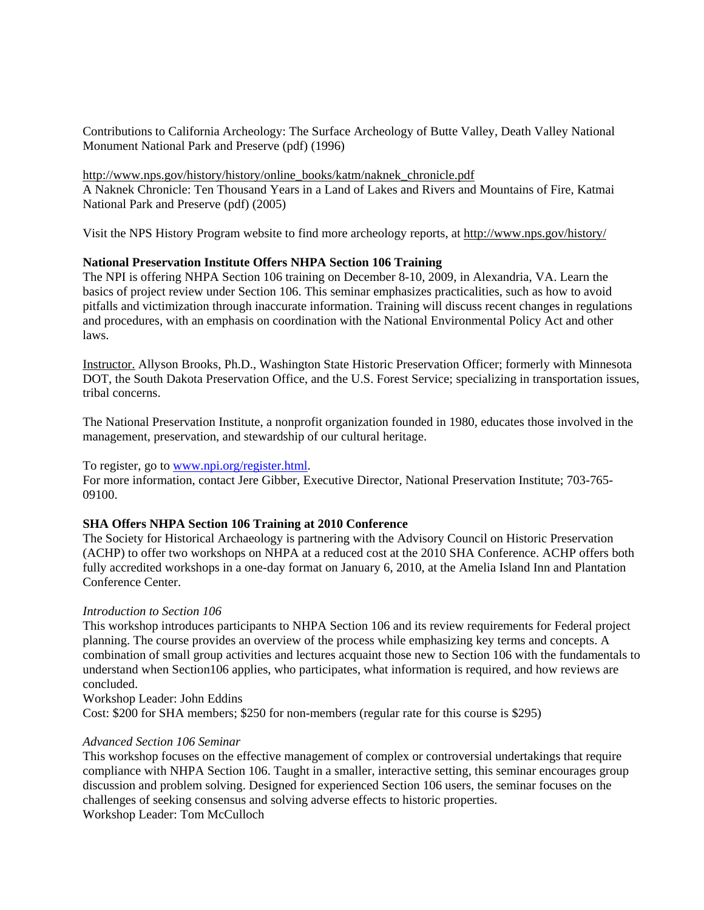Contributions to California Archeology: The Surface Archeology of Butte Valley, Death Valley National Monument National Park and Preserve (pdf) (1996)

http://www.nps.gov/history/history/online_books/katm/naknek_chronicle.pdf
A Naknek Chronicle: Ten Thousand Years in a Land of Lakes and Rivers and Mountains of Fire, Katmai National Park and Preserve (pdf) (2005)

Visit the NPS History Program website to find more archeology reports, at http://www.nps.gov/history/

**National Preservation Institute Offers NHPA Section 106 Training**
The NPI is offering NHPA Section 106 training on December 8-10, 2009, in Alexandria, VA. Learn the basics of project review under Section 106. This seminar emphasizes practicalities, such as how to avoid pitfalls and victimization through inaccurate information. Training will discuss recent changes in regulations and procedures, with an emphasis on coordination with the National Environmental Policy Act and other laws.

Instructor. Allyson Brooks, Ph.D., Washington State Historic Preservation Officer; formerly with Minnesota DOT, the South Dakota Preservation Office, and the U.S. Forest Service; specializing in transportation issues, tribal concerns.

The National Preservation Institute, a nonprofit organization founded in 1980, educates those involved in the management, preservation, and stewardship of our cultural heritage.

To register, go to www.npi.org/register.html.
For more information, contact Jere Gibber, Executive Director, National Preservation Institute; 703-765-09100.

**SHA Offers NHPA Section 106 Training at 2010 Conference**
The Society for Historical Archaeology is partnering with the Advisory Council on Historic Preservation (ACHP) to offer two workshops on NHPA at a reduced cost at the 2010 SHA Conference. ACHP offers both fully accredited workshops in a one-day format on January 6, 2010, at the Amelia Island Inn and Plantation Conference Center.

*Introduction to Section 106*
This workshop introduces participants to NHPA Section 106 and its review requirements for Federal project planning. The course provides an overview of the process while emphasizing key terms and concepts. A combination of small group activities and lectures acquaint those new to Section 106 with the fundamentals to understand when Section106 applies, who participates, what information is required, and how reviews are concluded.
Workshop Leader: John Eddins
Cost: $200 for SHA members; $250 for non-members (regular rate for this course is $295)

*Advanced Section 106 Seminar*
This workshop focuses on the effective management of complex or controversial undertakings that require compliance with NHPA Section 106. Taught in a smaller, interactive setting, this seminar encourages group discussion and problem solving. Designed for experienced Section 106 users, the seminar focuses on the challenges of seeking consensus and solving adverse effects to historic properties.
Workshop Leader: Tom McCulloch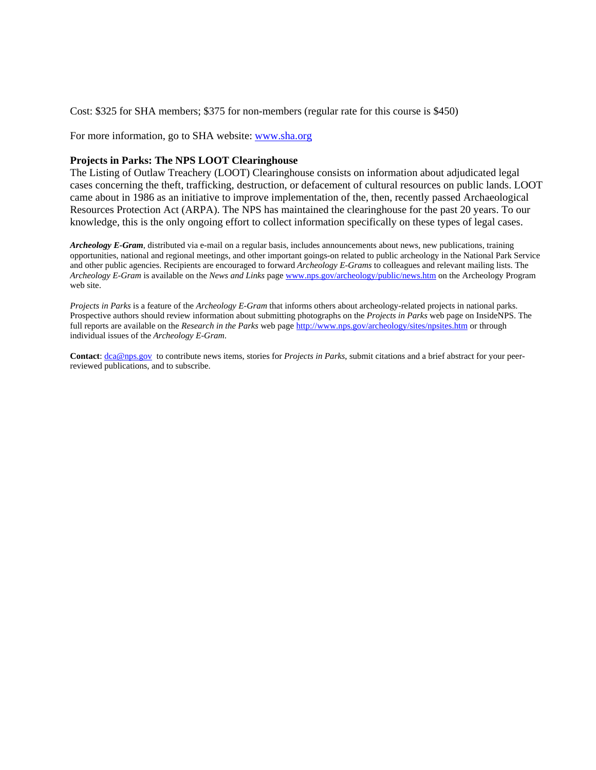Cost: $325 for SHA members; $375 for non-members (regular rate for this course is $450)

For more information, go to SHA website: [www.sha.org](http://www.sha.org)

**Projects in Parks: The NPS LOOT Clearinghouse**

The Listing of Outlaw Treachery (LOOT) Clearinghouse consists on information about adjudicated legal cases concerning the theft, trafficking, destruction, or defacement of cultural resources on public lands. LOOT came about in 1986 as an initiative to improve implementation of the, then, recently passed Archaeological Resources Protection Act (ARPA). The NPS has maintained the clearinghouse for the past 20 years. To our knowledge, this is the only ongoing effort to collect information specifically on these types of legal cases.

***Archeology E-Gram***, distributed via e-mail on a regular basis, includes announcements about news, new publications, training opportunities, national and regional meetings, and other important goings-on related to public archeology in the National Park Service and other public agencies. Recipients are encouraged to forward *Archeology E-Grams* to colleagues and relevant mailing lists. The *Archeology E-Gram* is available on the *News and Links* page [www.nps.gov/archeology/public/news.htm](http://www.nps.gov/archeology/public/news.htm) on the Archeology Program web site.

*Projects in Parks* is a feature of the *Archeology E-Gram* that informs others about archeology-related projects in national parks. Prospective authors should review information about submitting photographs on the *Projects in Parks* web page on InsideNPS. The full reports are available on the *Research in the Parks* web page [http://www.nps.gov/archeology/sites/npsites.htm](http://www.nps.gov/archeology/sites/npsites.htm) or through individual issues of the *Archeology E-Gram*.

**Contact**: [dca@nps.gov](mailto:dca@nps.gov) to contribute news items, stories for *Projects in Parks*, submit citations and a brief abstract for your peer-reviewed publications, and to subscribe.